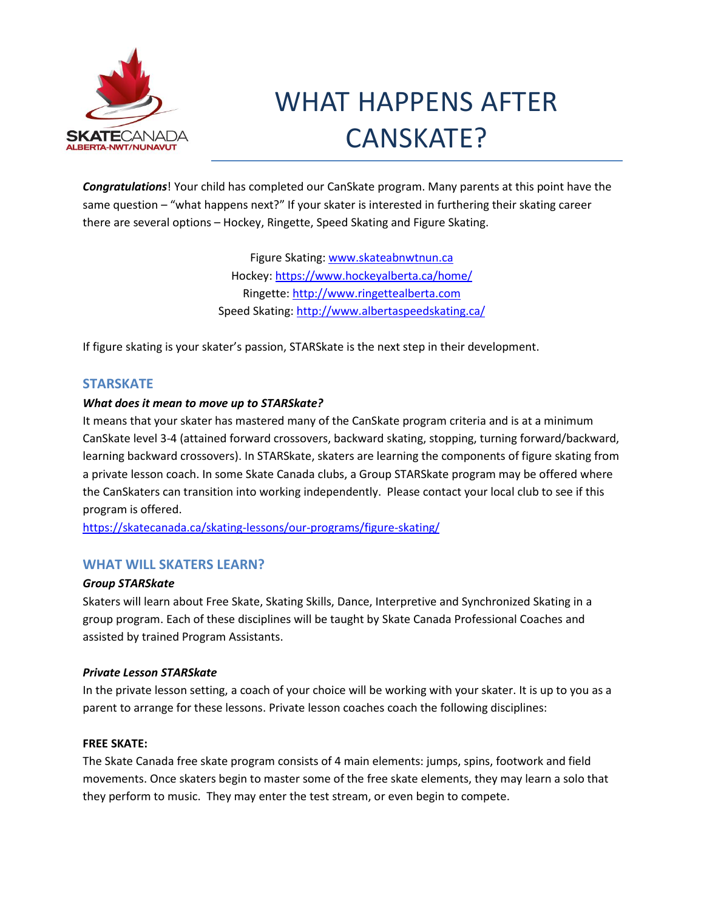# WHAT HAPPENS AFTER CANSKATE?

***Congratulations***! Your child has completed our CanSkate program. Many parents at this point have the same question – "what happens next?" If your skater is interested in furthering their skating career there are several options – Hockey, Ringette, Speed Skating and Figure Skating.

Figure Skating: [www.skateabnwtnun.ca](http://www.skateabnwtnun.ca)
Hockey: [https://www.hockeyalberta.ca/home/](https://www.hockeyalberta.ca/home/)
Ringette: [http://www.ringettealberta.com](http://www.ringettealberta.com)
Speed Skating: [http://www.albertaspeedskating.ca/](http://www.albertaspeedskating.ca/)

If figure skating is your skater's passion, STARSkate is the next step in their development.

## STARSKATE

***What does it mean to move up to STARSkate?***

It means that your skater has mastered many of the CanSkate program criteria and is at a minimum CanSkate level 3-4 (attained forward crossovers, backward skating, stopping, turning forward/backward, learning backward crossovers). In STARSkate, skaters are learning the components of figure skating from a private lesson coach. In some Skate Canada clubs, a Group STARSkate program may be offered where the CanSkaters can transition into working independently. Please contact your local club to see if this program is offered.

[https://skatecanada.ca/skating-lessons/our-programs/figure-skating/](https://skatecanada.ca/skating-lessons/our-programs/figure-skating/)

## WHAT WILL SKATERS LEARN?

***Group STARSkate***

Skaters will learn about Free Skate, Skating Skills, Dance, Interpretive and Synchronized Skating in a group program. Each of these disciplines will be taught by Skate Canada Professional Coaches and assisted by trained Program Assistants.

***Private Lesson STARSkate***

In the private lesson setting, a coach of your choice will be working with your skater. It is up to you as a parent to arrange for these lessons. Private lesson coaches coach the following disciplines:

**FREE SKATE:**

The Skate Canada free skate program consists of 4 main elements: jumps, spins, footwork and field movements. Once skaters begin to master some of the free skate elements, they may learn a solo that they perform to music. They may enter the test stream, or even begin to compete.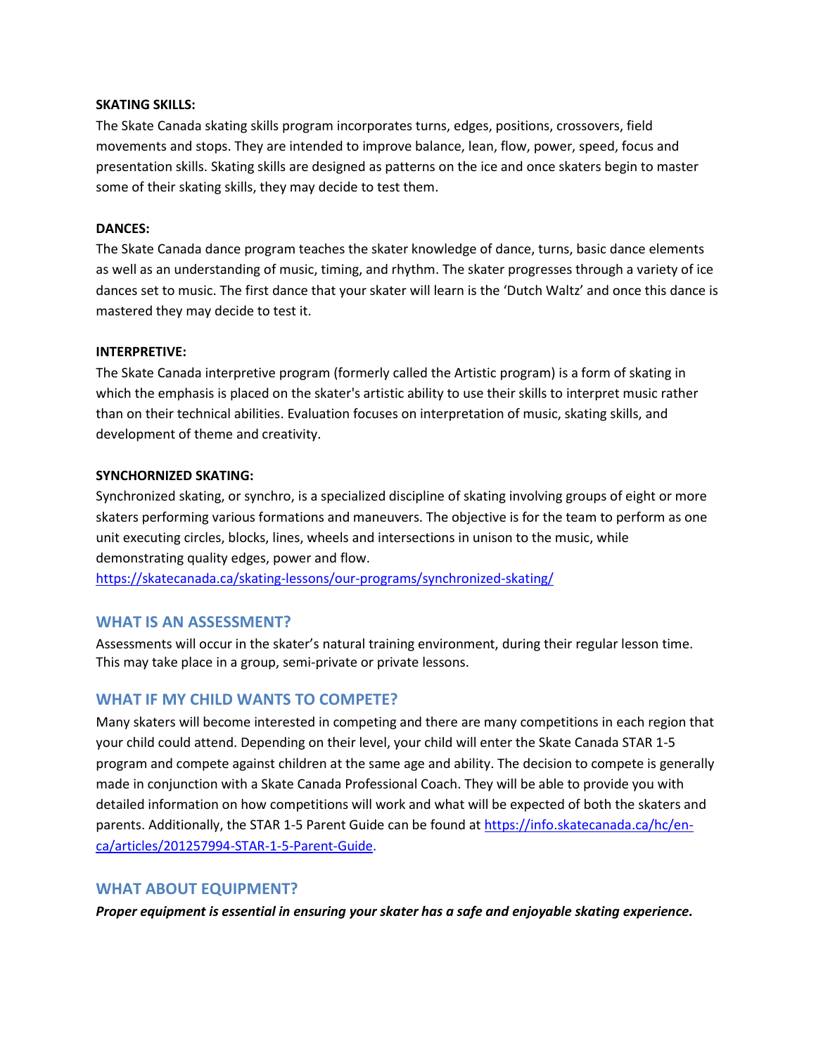**SKATING SKILLS:**

The Skate Canada skating skills program incorporates turns, edges, positions, crossovers, field movements and stops. They are intended to improve balance, lean, flow, power, speed, focus and presentation skills. Skating skills are designed as patterns on the ice and once skaters begin to master some of their skating skills, they may decide to test them.

**DANCES:**

The Skate Canada dance program teaches the skater knowledge of dance, turns, basic dance elements as well as an understanding of music, timing, and rhythm. The skater progresses through a variety of ice dances set to music. The first dance that your skater will learn is the 'Dutch Waltz' and once this dance is mastered they may decide to test it.

**INTERPRETIVE:**

The Skate Canada interpretive program (formerly called the Artistic program) is a form of skating in which the emphasis is placed on the skater's artistic ability to use their skills to interpret music rather than on their technical abilities. Evaluation focuses on interpretation of music, skating skills, and development of theme and creativity.

**SYNCHORNIZED SKATING:**

Synchronized skating, or synchro, is a specialized discipline of skating involving groups of eight or more skaters performing various formations and maneuvers. The objective is for the team to perform as one unit executing circles, blocks, lines, wheels and intersections in unison to the music, while demonstrating quality edges, power and flow.
https://skatecanada.ca/skating-lessons/our-programs/synchronized-skating/

## WHAT IS AN ASSESSMENT?

Assessments will occur in the skater's natural training environment, during their regular lesson time. This may take place in a group, semi-private or private lessons.

## WHAT IF MY CHILD WANTS TO COMPETE?

Many skaters will become interested in competing and there are many competitions in each region that your child could attend. Depending on their level, your child will enter the Skate Canada STAR 1-5 program and compete against children at the same age and ability. The decision to compete is generally made in conjunction with a Skate Canada Professional Coach. They will be able to provide you with detailed information on how competitions will work and what will be expected of both the skaters and parents. Additionally, the STAR 1-5 Parent Guide can be found at https://info.skatecanada.ca/hc/en-ca/articles/201257994-STAR-1-5-Parent-Guide.

## WHAT ABOUT EQUIPMENT?

***Proper equipment is essential in ensuring your skater has a safe and enjoyable skating experience.***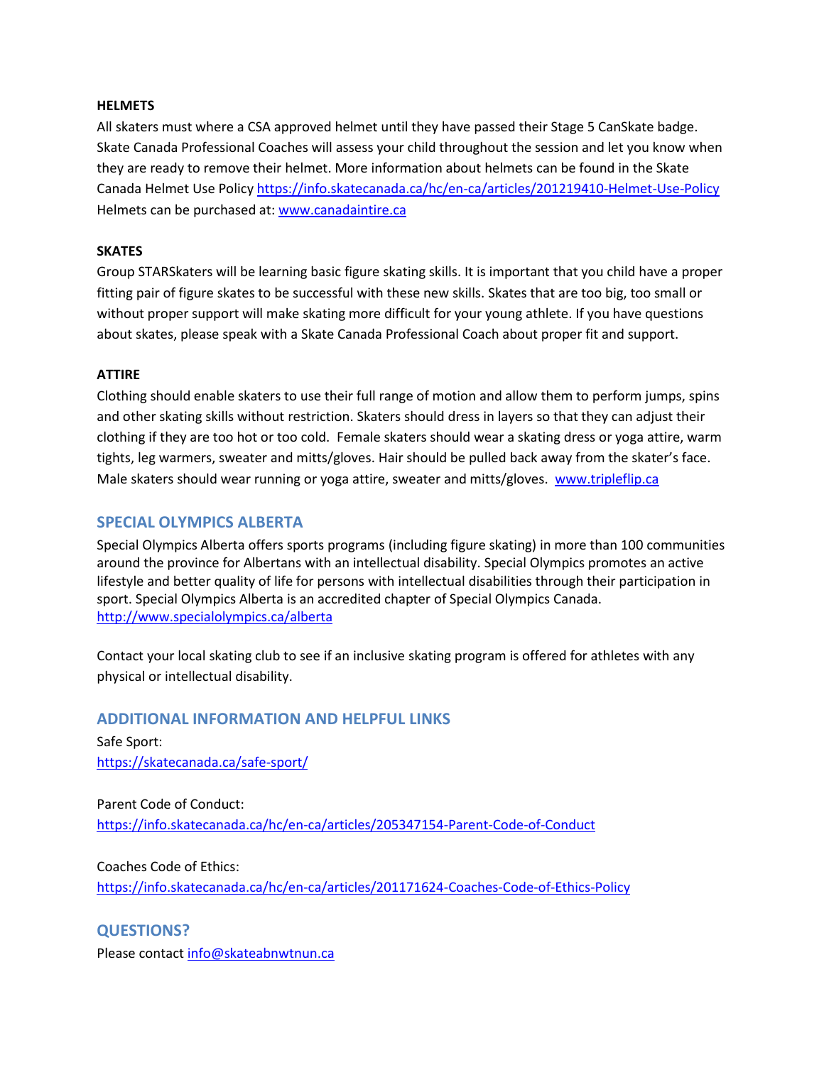**HELMETS**

All skaters must where a CSA approved helmet until they have passed their Stage 5 CanSkate badge. Skate Canada Professional Coaches will assess your child throughout the session and let you know when they are ready to remove their helmet. More information about helmets can be found in the Skate Canada Helmet Use Policy https://info.skatecanada.ca/hc/en-ca/articles/201219410-Helmet-Use-Policy Helmets can be purchased at: www.canadaintire.ca

**SKATES**

Group STARSkaters will be learning basic figure skating skills. It is important that you child have a proper fitting pair of figure skates to be successful with these new skills. Skates that are too big, too small or without proper support will make skating more difficult for your young athlete. If you have questions about skates, please speak with a Skate Canada Professional Coach about proper fit and support.

**ATTIRE**

Clothing should enable skaters to use their full range of motion and allow them to perform jumps, spins and other skating skills without restriction. Skaters should dress in layers so that they can adjust their clothing if they are too hot or too cold. Female skaters should wear a skating dress or yoga attire, warm tights, leg warmers, sweater and mitts/gloves. Hair should be pulled back away from the skater's face. Male skaters should wear running or yoga attire, sweater and mitts/gloves. www.tripleflip.ca

## SPECIAL OLYMPICS ALBERTA

Special Olympics Alberta offers sports programs (including figure skating) in more than 100 communities around the province for Albertans with an intellectual disability. Special Olympics promotes an active lifestyle and better quality of life for persons with intellectual disabilities through their participation in sport. Special Olympics Alberta is an accredited chapter of Special Olympics Canada. http://www.specialolympics.ca/alberta

Contact your local skating club to see if an inclusive skating program is offered for athletes with any physical or intellectual disability.

## ADDITIONAL INFORMATION AND HELPFUL LINKS

Safe Sport:
https://skatecanada.ca/safe-sport/

Parent Code of Conduct:
https://info.skatecanada.ca/hc/en-ca/articles/205347154-Parent-Code-of-Conduct

Coaches Code of Ethics:
https://info.skatecanada.ca/hc/en-ca/articles/201171624-Coaches-Code-of-Ethics-Policy

## QUESTIONS?

Please contact info@skateabnwtnun.ca